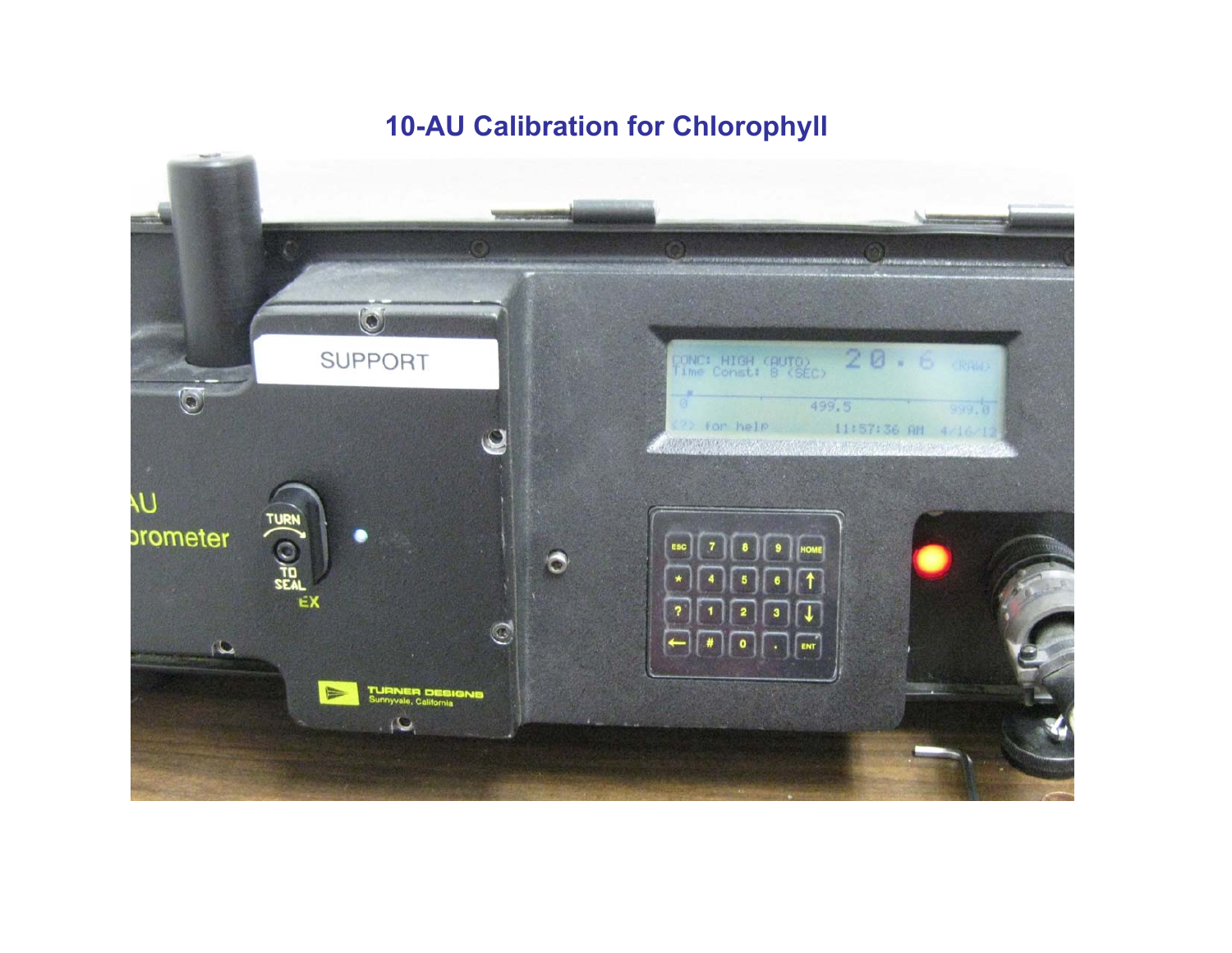# 10-AU Calibration for Chlorophyll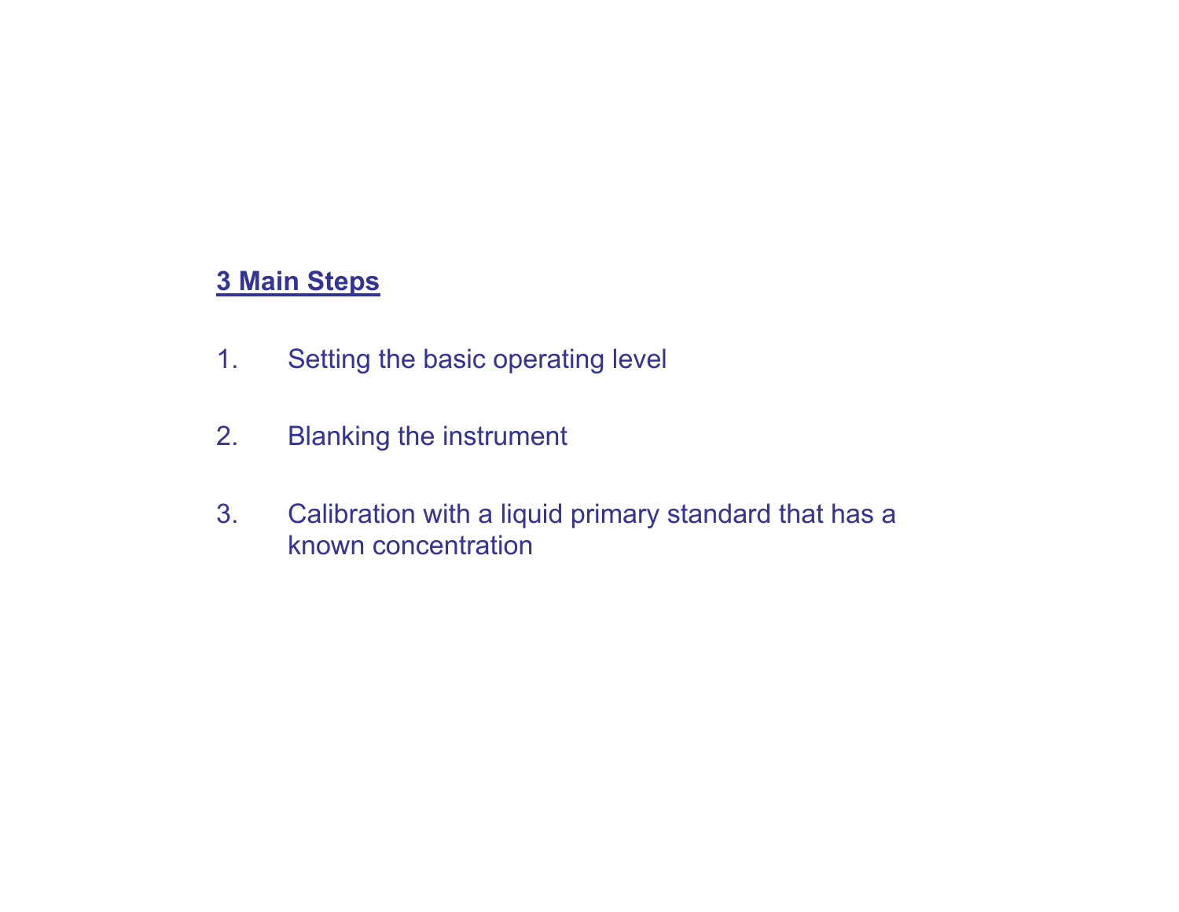**3 Main Steps**

1. Setting the basic operating level

2. Blanking the instrument

3. Calibration with a liquid primary standard that has a known concentration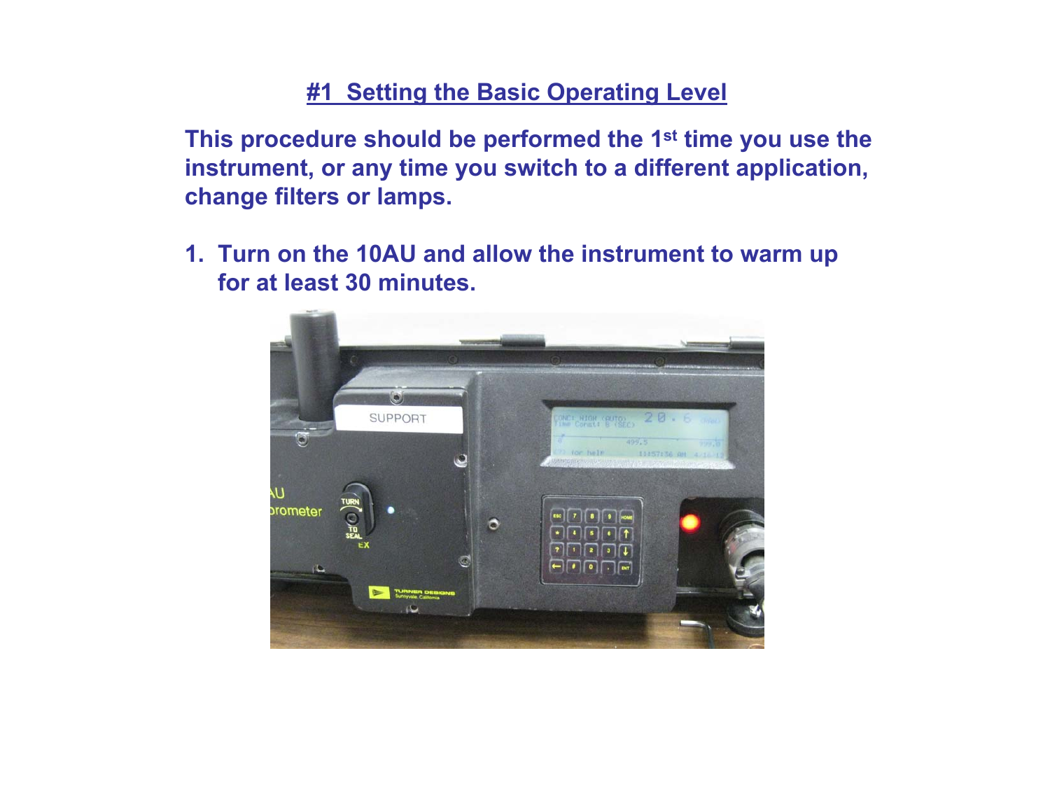# #1 Setting the Basic Operating Level

**This procedure should be performed the 1st time you use the instrument, or any time you switch to a different application, change filters or lamps.**

1. **Turn on the 10AU and allow the instrument to warm up for at least 30 minutes.**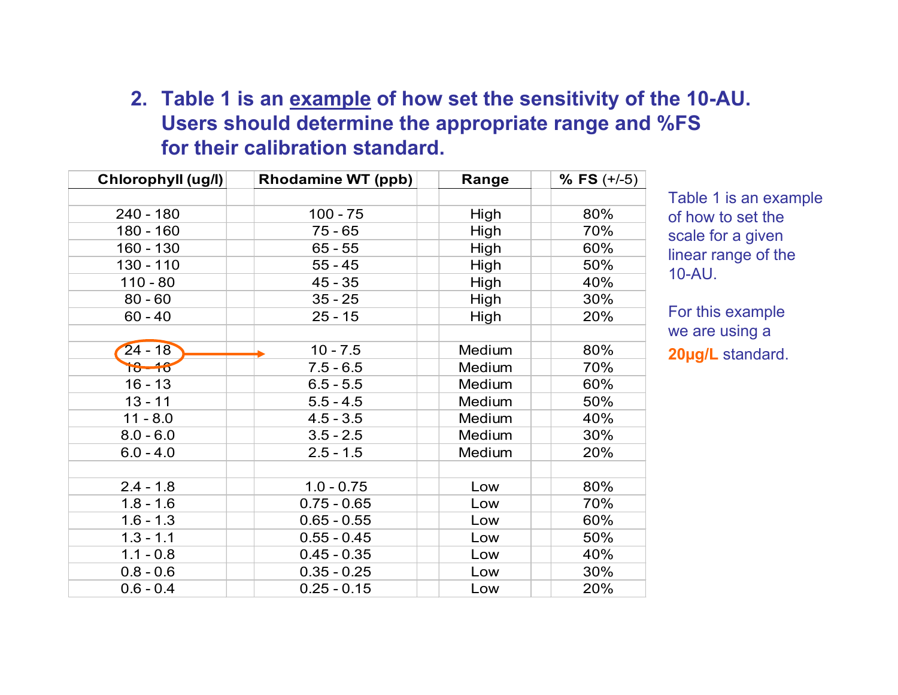2. **Table 1 is an <u>example</u> of how set the sensitivity of the 10-AU. Users should determine the appropriate range and %FS for their calibration standard.**

| Chlorophyll (ug/l) | Rhodamine WT (ppb) | Range | % FS (+/-5) |
|---|---|---|---|
| | | | |
| 240 - 180 | 100 - 75 | High | 80% |
| 180 - 160 | 75 - 65 | High | 70% |
| 160 - 130 | 65 - 55 | High | 60% |
| 130 - 110 | 55 - 45 | High | 50% |
| 110 - 80 | 45 - 35 | High | 40% |
| 80 - 60 | 35 - 25 | High | 30% |
| 60 - 40 | 25 - 15 | High | 20% |
| | | | |
| 24 - 18 | 10 - 7.5 | Medium | 80% |
| 18 - 16 | 7.5 - 6.5 | Medium | 70% |
| 16 - 13 | 6.5 - 5.5 | Medium | 60% |
| 13 - 11 | 5.5 - 4.5 | Medium | 50% |
| 11 - 8.0 | 4.5 - 3.5 | Medium | 40% |
| 8.0 - 6.0 | 3.5 - 2.5 | Medium | 30% |
| 6.0 - 4.0 | 2.5 - 1.5 | Medium | 20% |
| | | | |
| 2.4 - 1.8 | 1.0 - 0.75 | Low | 80% |
| 1.8 - 1.6 | 0.75 - 0.65 | Low | 70% |
| 1.6 - 1.3 | 0.65 - 0.55 | Low | 60% |
| 1.3 - 1.1 | 0.55 - 0.45 | Low | 50% |
| 1.1 - 0.8 | 0.45 - 0.35 | Low | 40% |
| 0.8 - 0.6 | 0.35 - 0.25 | Low | 30% |
| 0.6 - 0.4 | 0.25 - 0.15 | Low | 20% |

Table 1 is an example of how to set the scale for a given linear range of the 10-AU.

For this example we are using a **20µg/L** standard.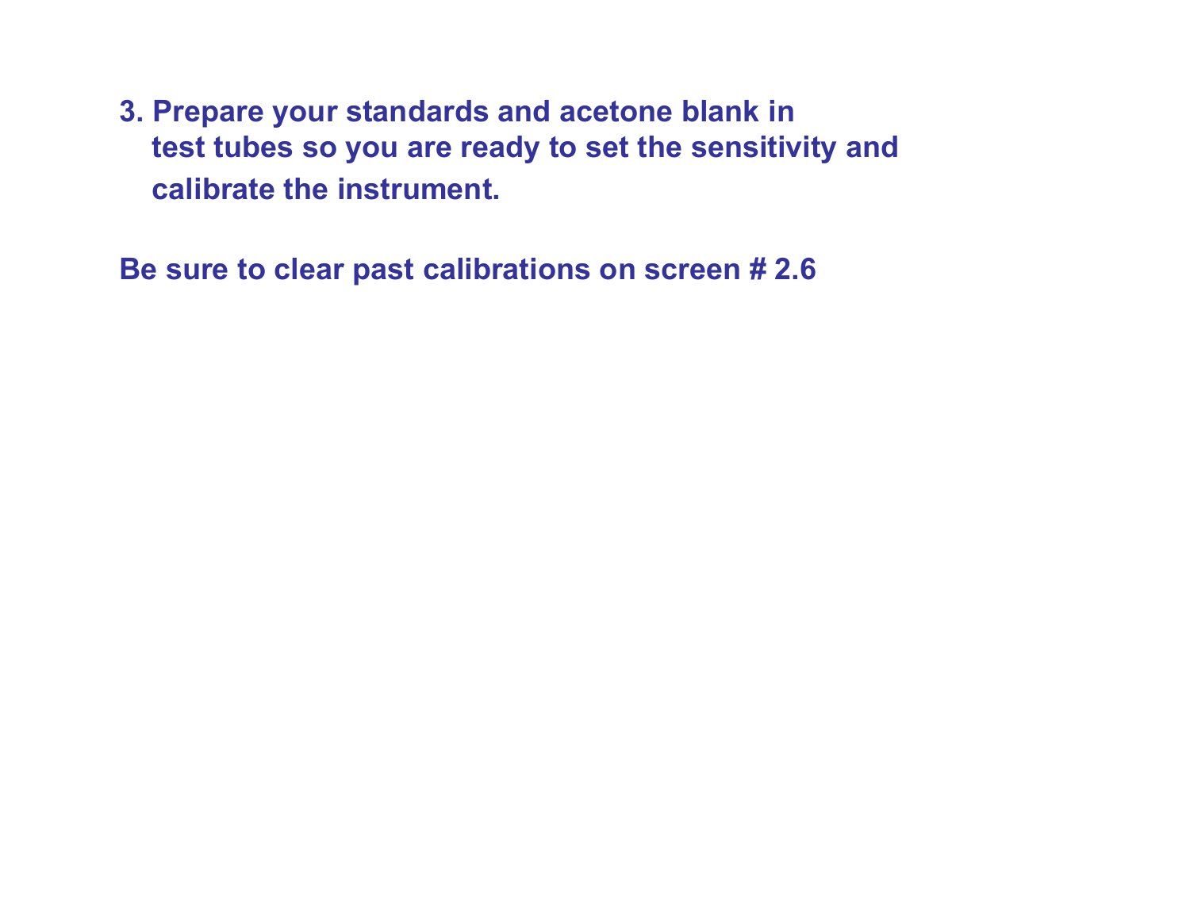3. **Prepare your standards and acetone blank in test tubes so you are ready to set the sensitivity and calibrate the instrument.**

**Be sure to clear past calibrations on screen # 2.6**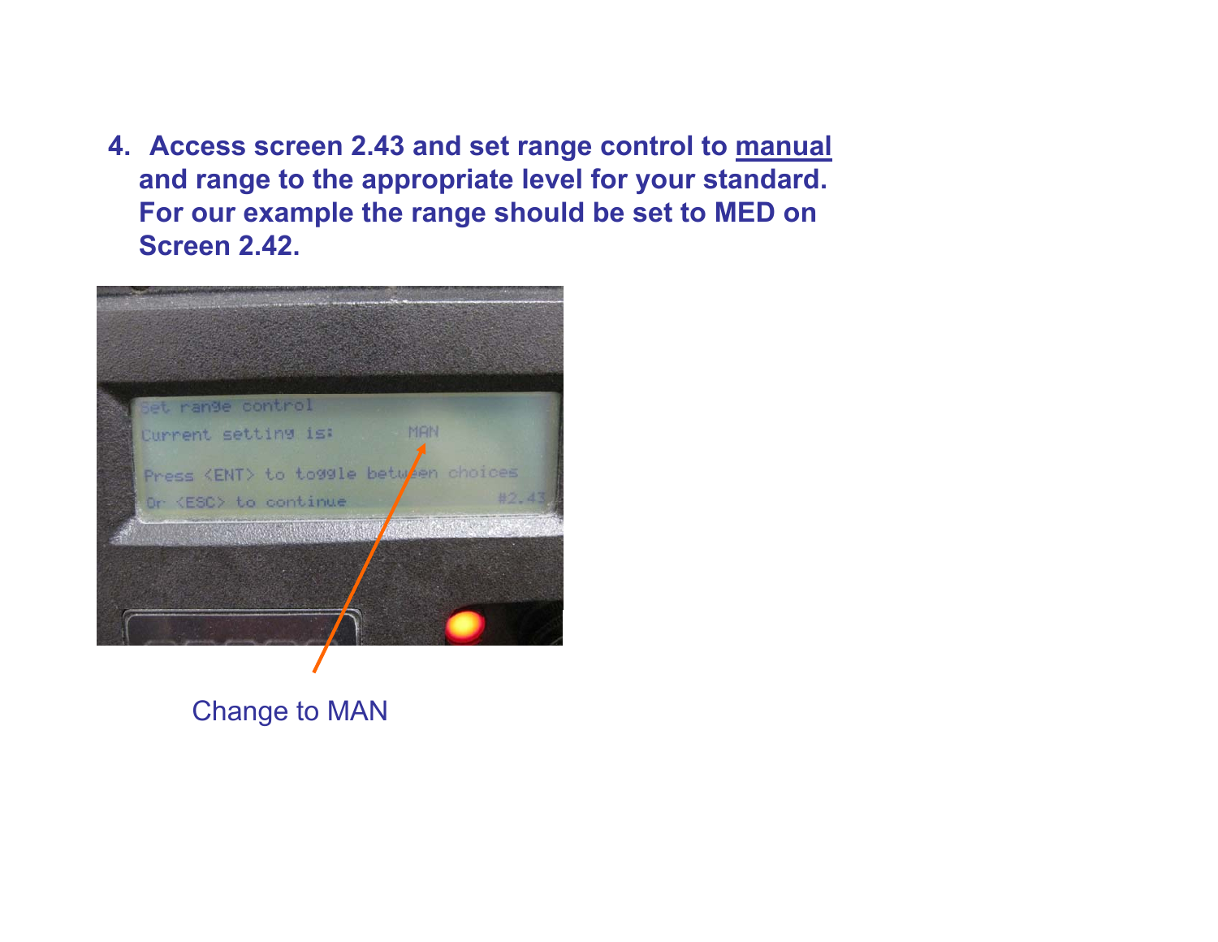4. **Access screen 2.43 and set range control to <u>manual</u> and range to the appropriate level for your standard. For our example the range should be set to MED on Screen 2.42.**

Change to MAN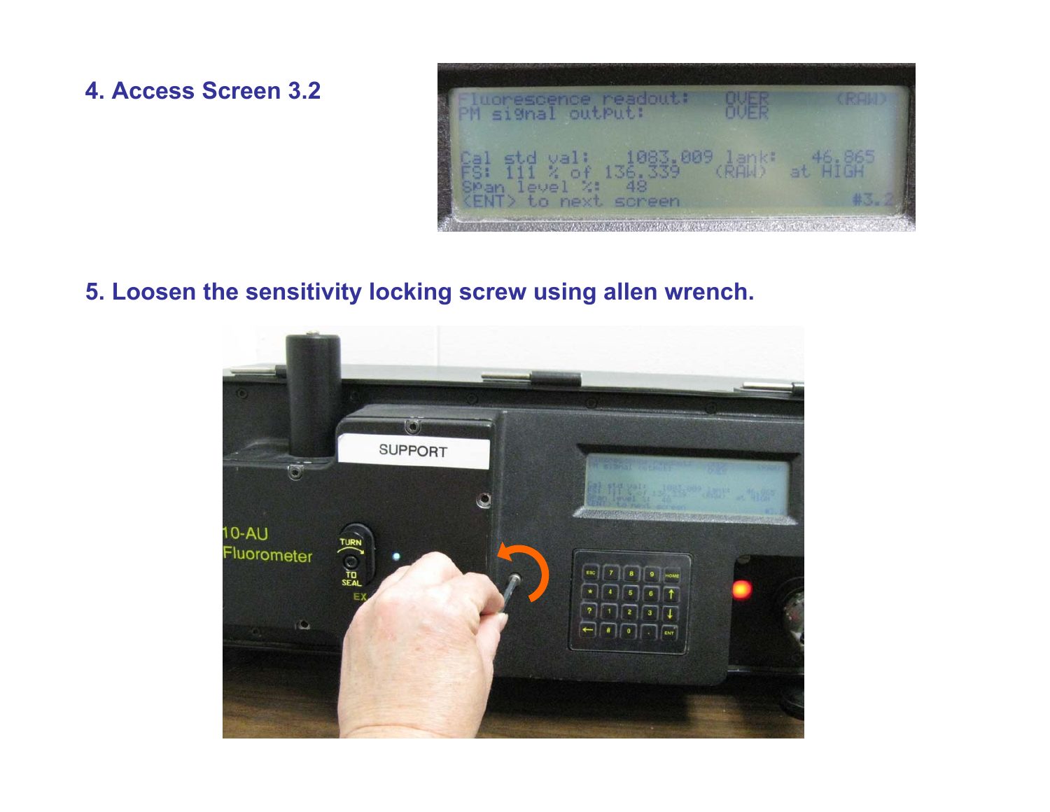4. Access Screen 3.2

5. Loosen the sensitivity locking screw using allen wrench.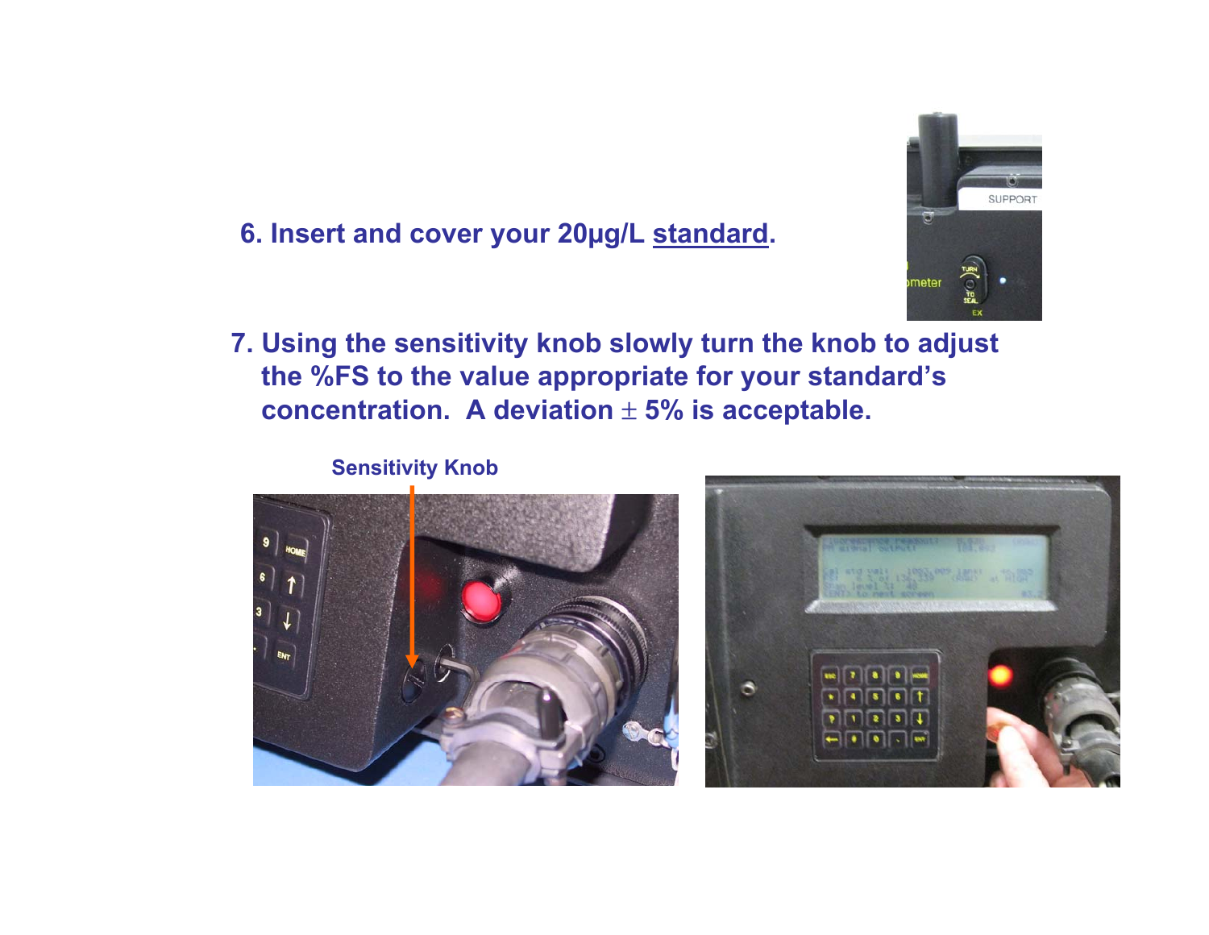6. Insert and cover your 20µg/L standard.

7. Using the sensitivity knob slowly turn the knob to adjust the %FS to the value appropriate for your standard's concentration. A deviation $\pm$ 5% is acceptable.

Sensitivity Knob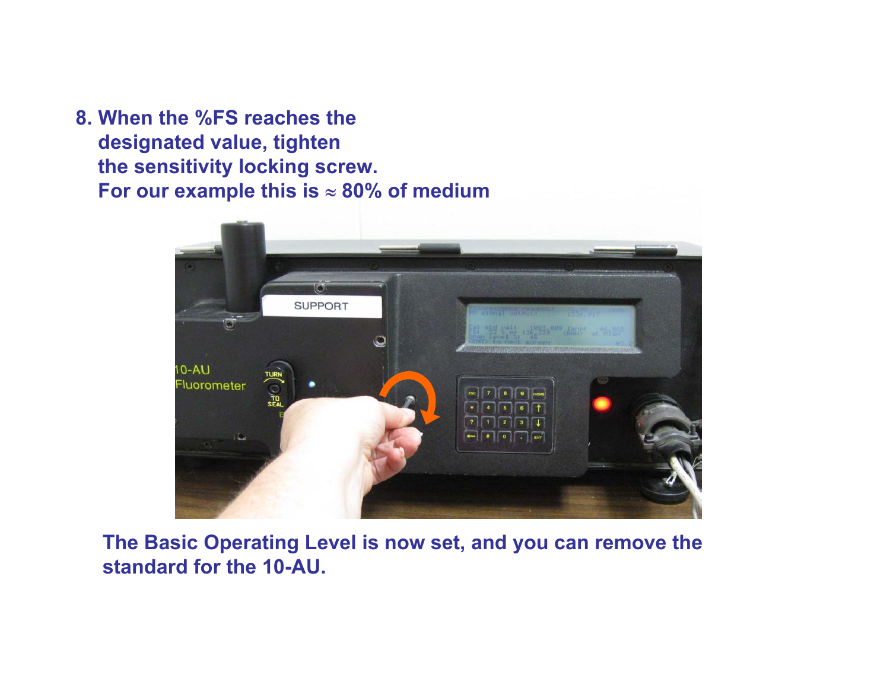8. When the %FS reaches the designated value, tighten the sensitivity locking screw. For our example this is ≈ 80% of medium

The Basic Operating Level is now set, and you can remove the standard for the 10-AU.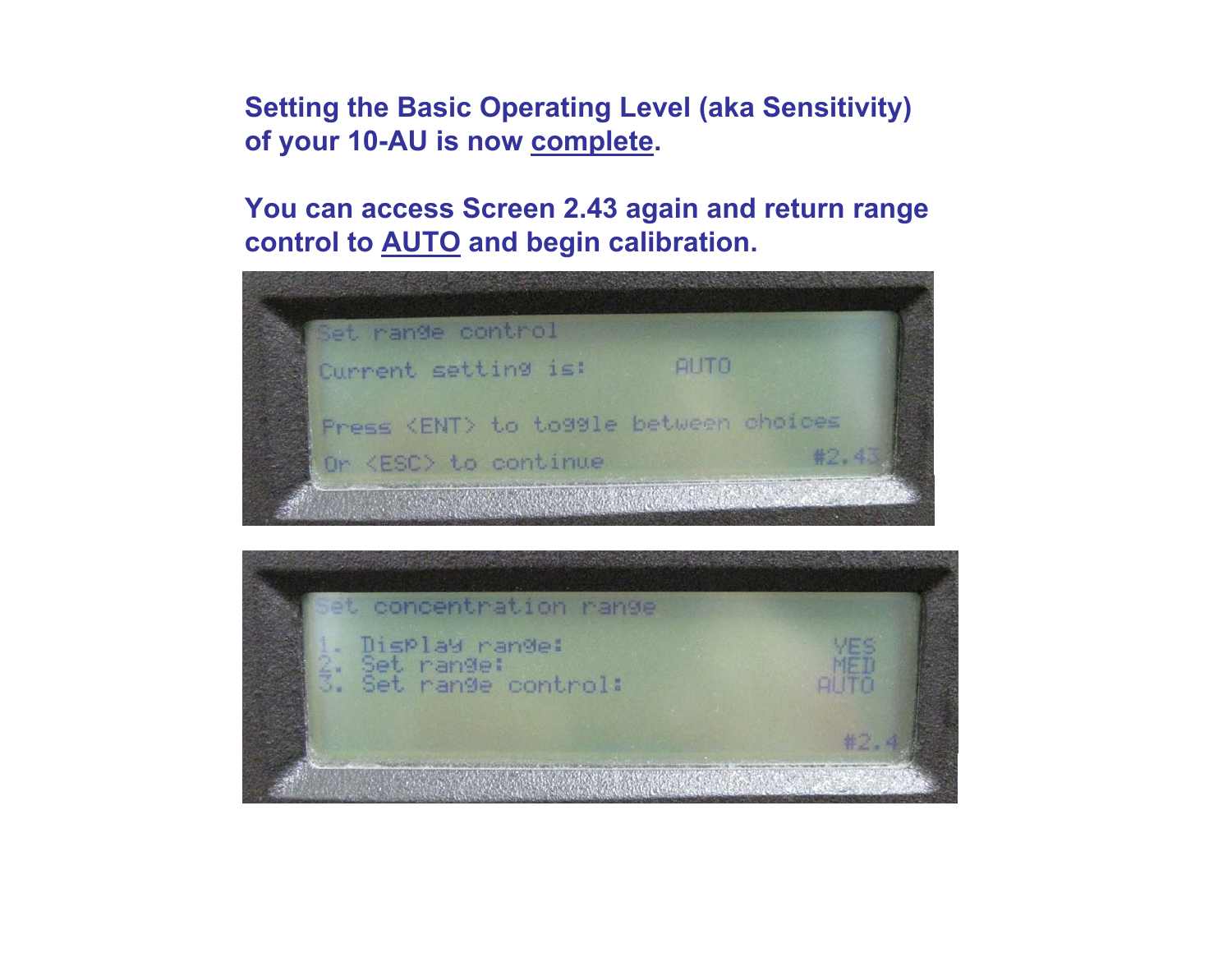**Setting the Basic Operating Level (aka Sensitivity) of your 10-AU is now complete.**

**You can access Screen 2.43 again and return range control to AUTO and begin calibration.**

```
Set range control

Current setting is:        AUTO

Press <ENT> to toggle between choices
Or <ESC> to continue                 #2.43
```

```
Set concentration range

1. Display range:                 YES
2. Set range:                     MED
3. Set range control:            AUTO

                                  #2.4
```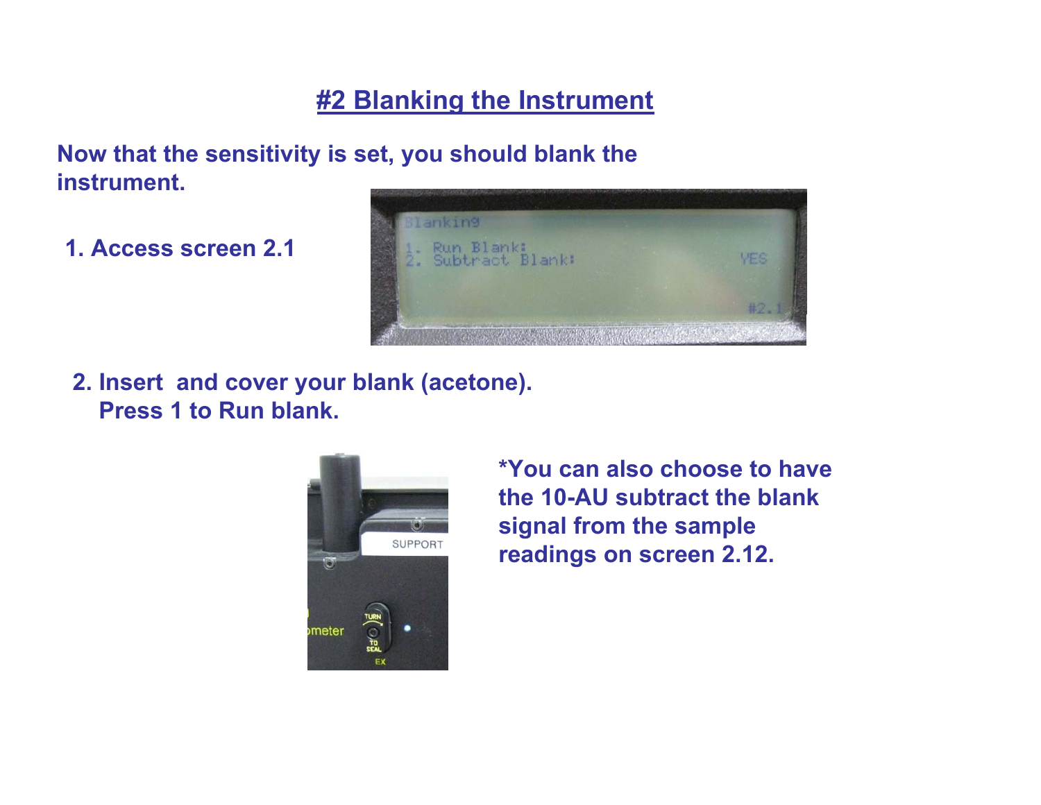## #2 Blanking the Instrument

**Now that the sensitivity is set, you should blank the instrument.**

**1. Access screen 2.1**

**2. Insert and cover your blank (acetone). Press 1 to Run blank.**

**\*You can also choose to have the 10-AU subtract the blank signal from the sample readings on screen 2.12.**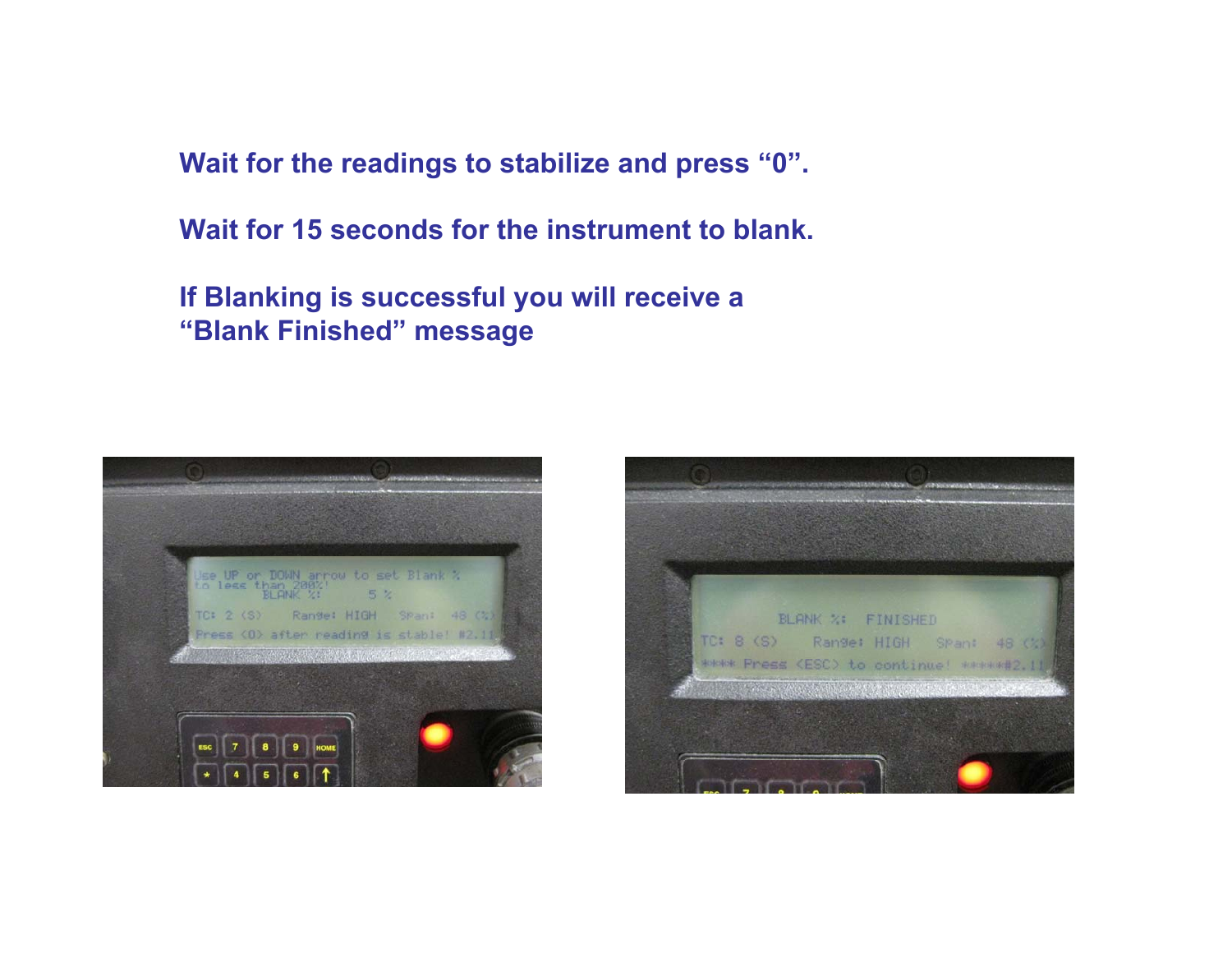Wait for the readings to stabilize and press “0”.

Wait for 15 seconds for the instrument to blank.

If Blanking is successful you will receive a “Blank Finished” message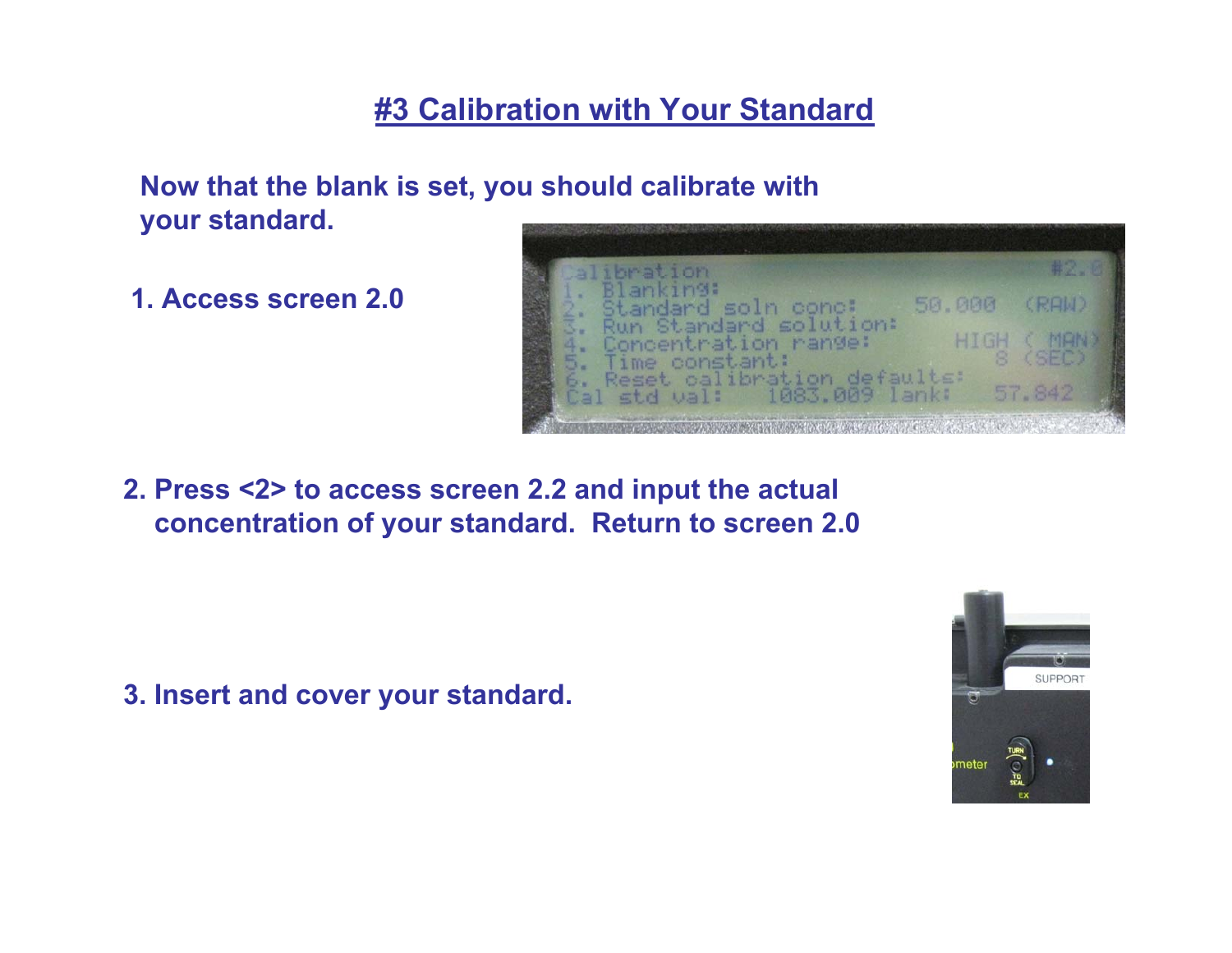# #3 Calibration with Your Standard

**Now that the blank is set, you should calibrate with your standard.**

**1. Access screen 2.0**

**2. Press <2> to access screen 2.2 and input the actual concentration of your standard. Return to screen 2.0**

**3. Insert and cover your standard.**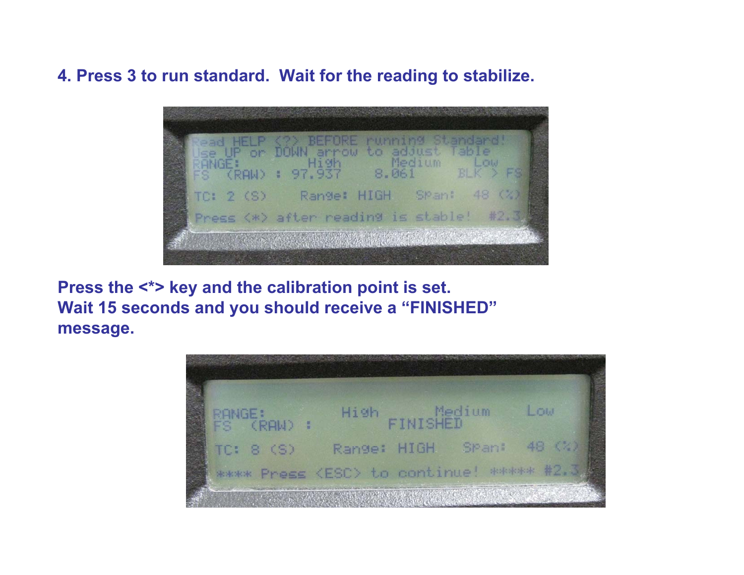**4. Press 3 to run standard. Wait for the reading to stabilize.**

```
Read HELP <?> BEFORE running Standard!
Use UP or DOWN arrow to adjust Table
RANGE:          High      Medium     Low
FS  (RAW) : 97.937     8.061      BLK > FS

TC: 2 (S)     Range: HIGH    Span:  48 (%)

Press <*> after reading is stable!  #2.3
```

**Press the <*> key and the calibration point is set.**
**Wait 15 seconds and you should receive a "FINISHED" message.**

```
RANGE:          High       Medium     Low
FS  (RAW) :          FINISHED

TC: 8 (S)     Range: HIGH    Span:  48 (%)

**** Press <ESC> to continue! ***** #2.3
```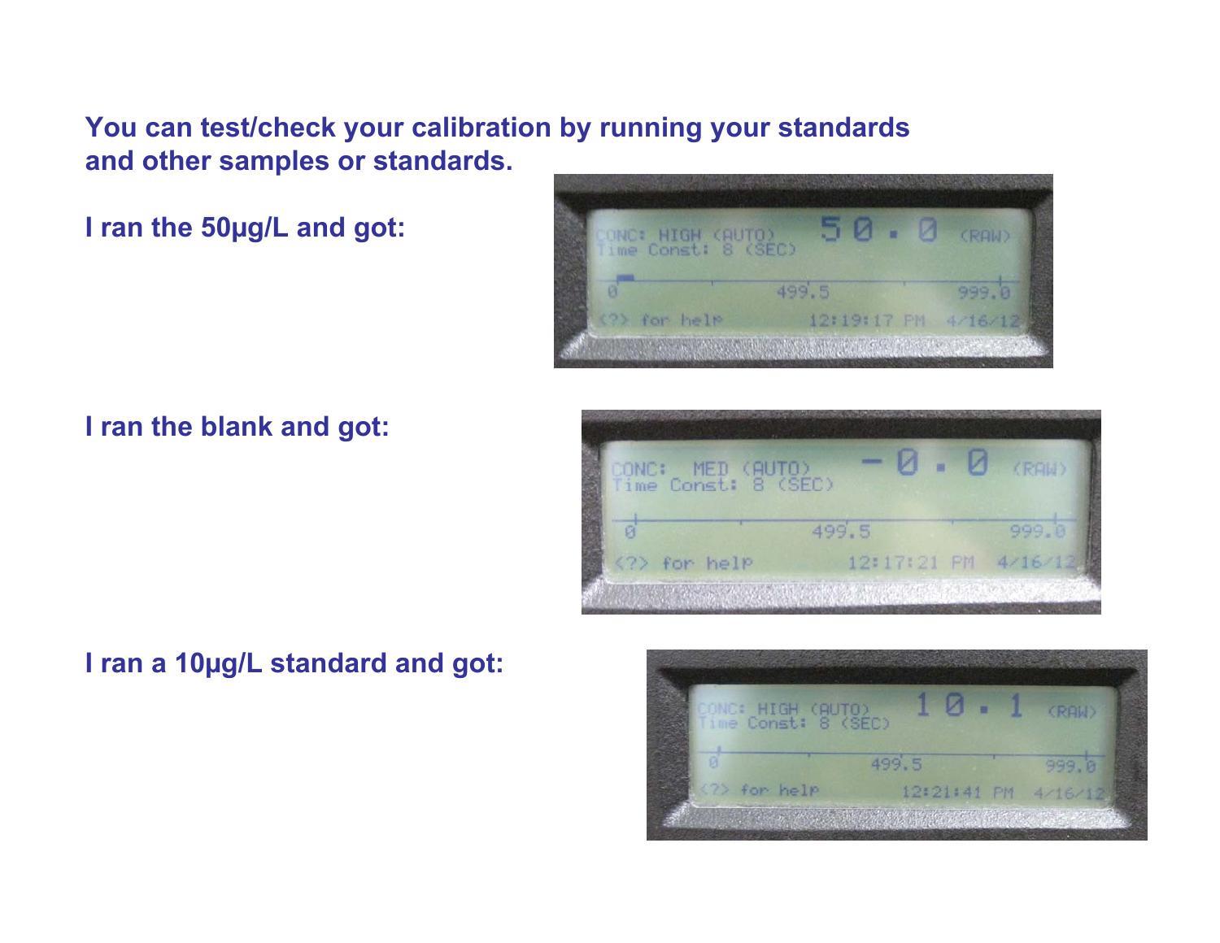**You can test/check your calibration by running your standards and other samples or standards.**

**I ran the 50µg/L and got:**

CONC: HIGH (AUTO) 50.0 (RAW)
Time Const: 8 (SEC)
0 499.5 999.0
<?> for help 12:19:17 PM 4/16/12

**I ran the blank and got:**

CONC: MED (AUTO) -0.0 (RAW)
Time Const: 8 (SEC)
0 499.5 999.0
<?> for help 12:17:21 PM 4/16/12

**I ran a 10µg/L standard and got:**

CONC: HIGH (AUTO) 10.1 (RAW)
Time Const: 8 (SEC)
0 499.5 999.0
<?> for help 12:21:41 PM 4/16/12